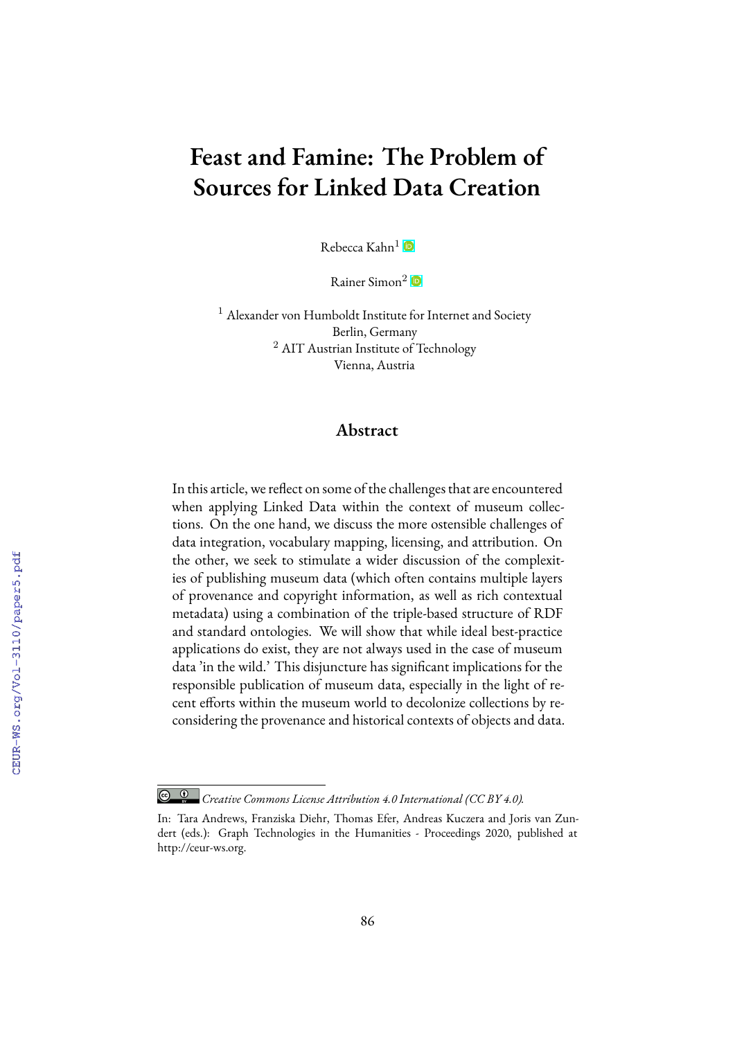# Feast and Famine: The Problem of Sources for Linked Data Creation

Rebecca Kahn[1]

Rainer Simon[2]

[1] Alexander von Humboldt Institute for Internet and Society
Berlin, Germany
[2] AIT Austrian Institute of Technology
Vienna, Austria

## Abstract

In this article, we reflect on some of the challenges that are encountered when applying Linked Data within the context of museum collections. On the one hand, we discuss the more ostensible challenges of data integration, vocabulary mapping, licensing, and attribution. On the other, we seek to stimulate a wider discussion of the complexities of publishing museum data (which often contains multiple layers of provenance and copyright information, as well as rich contextual metadata) using a combination of the triple-based structure of RDF and standard ontologies. We will show that while ideal best-practice applications do exist, they are not always used in the case of museum data 'in the wild.' This disjuncture has significant implications for the responsible publication of museum data, especially in the light of recent efforts within the museum world to decolonize collections by reconsidering the provenance and historical contexts of objects and data.

*Creative Commons License Attribution 4.0 International (CC BY 4.0).*

In: Tara Andrews, Franziska Diehr, Thomas Efer, Andreas Kuczera and Joris van Zundert (eds.): Graph Technologies in the Humanities - Proceedings 2020, published at http://ceur-ws.org.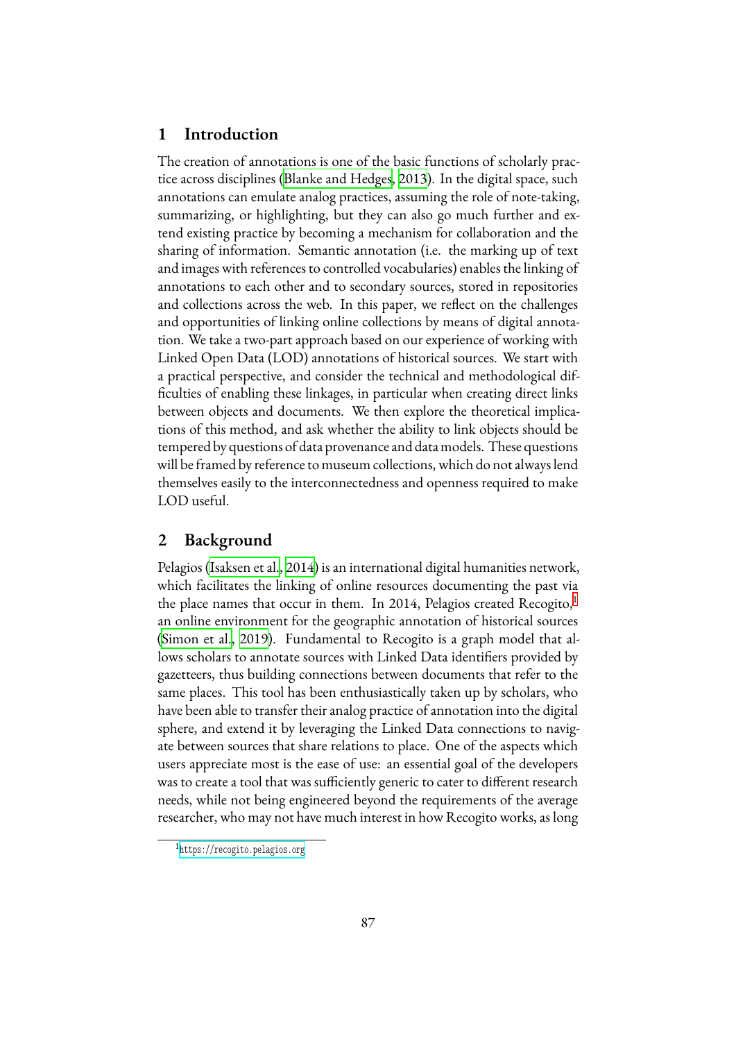## 1 Introduction

The creation of annotations is one of the basic functions of scholarly practice across disciplines (Blanke and Hedges, 2013). In the digital space, such annotations can emulate analog practices, assuming the role of note-taking, summarizing, or highlighting, but they can also go much further and extend existing practice by becoming a mechanism for collaboration and the sharing of information. Semantic annotation (i.e. the marking up of text and images with references to controlled vocabularies) enables the linking of annotations to each other and to secondary sources, stored in repositories and collections across the web. In this paper, we reflect on the challenges and opportunities of linking online collections by means of digital annotation. We take a two-part approach based on our experience of working with Linked Open Data (LOD) annotations of historical sources. We start with a practical perspective, and consider the technical and methodological difficulties of enabling these linkages, in particular when creating direct links between objects and documents. We then explore the theoretical implications of this method, and ask whether the ability to link objects should be tempered by questions of data provenance and data models. These questions will be framed by reference to museum collections, which do not always lend themselves easily to the interconnectedness and openness required to make LOD useful.

## 2 Background

Pelagios (Isaksen et al., 2014) is an international digital humanities network, which facilitates the linking of online resources documenting the past via the place names that occur in them. In 2014, Pelagios created Recogito,[1] an online environment for the geographic annotation of historical sources (Simon et al., 2019). Fundamental to Recogito is a graph model that allows scholars to annotate sources with Linked Data identifiers provided by gazetteers, thus building connections between documents that refer to the same places. This tool has been enthusiastically taken up by scholars, who have been able to transfer their analog practice of annotation into the digital sphere, and extend it by leveraging the Linked Data connections to navigate between sources that share relations to place. One of the aspects which users appreciate most is the ease of use: an essential goal of the developers was to create a tool that was sufficiently generic to cater to different research needs, while not being engineered beyond the requirements of the average researcher, who may not have much interest in how Recogito works, as long

[1] https://recogito.pelagios.org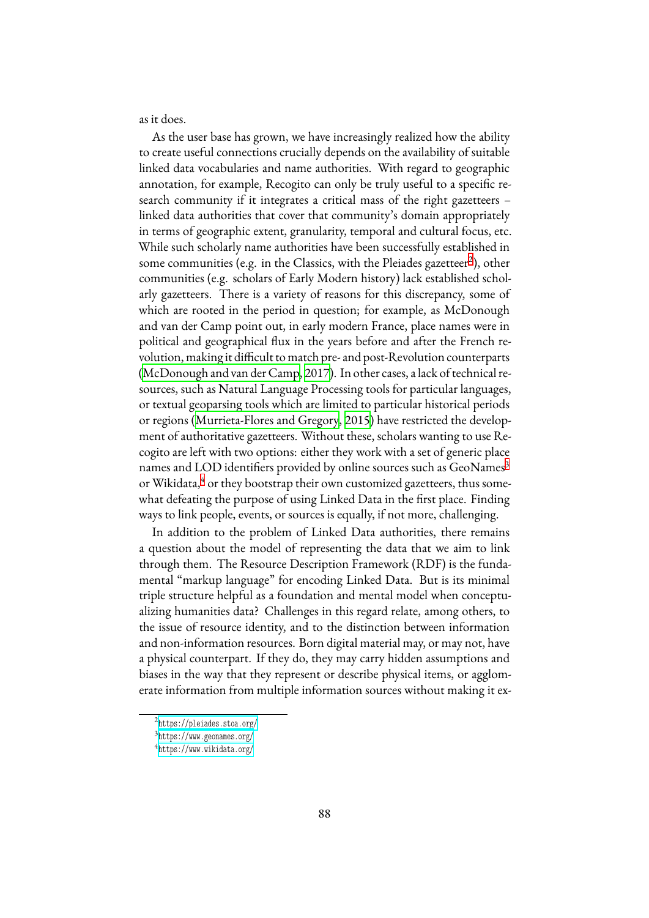as it does.

As the user base has grown, we have increasingly realized how the ability to create useful connections crucially depends on the availability of suitable linked data vocabularies and name authorities. With regard to geographic annotation, for example, Recogito can only be truly useful to a specific research community if it integrates a critical mass of the right gazetteers – linked data authorities that cover that community's domain appropriately in terms of geographic extent, granularity, temporal and cultural focus, etc. While such scholarly name authorities have been successfully established in some communities (e.g. in the Classics, with the Pleiades gazetteer[2]), other communities (e.g. scholars of Early Modern history) lack established scholarly gazetteers. There is a variety of reasons for this discrepancy, some of which are rooted in the period in question; for example, as McDonough and van der Camp point out, in early modern France, place names were in political and geographical flux in the years before and after the French revolution, making it difficult to match pre- and post-Revolution counterparts (McDonough and van der Camp, 2017). In other cases, a lack of technical resources, such as Natural Language Processing tools for particular languages, or textual geoparsing tools which are limited to particular historical periods or regions (Murrieta-Flores and Gregory, 2015) have restricted the development of authoritative gazetteers. Without these, scholars wanting to use Recogito are left with two options: either they work with a set of generic place names and LOD identifiers provided by online sources such as GeoNames[3] or Wikidata,[4] or they bootstrap their own customized gazetteers, thus somewhat defeating the purpose of using Linked Data in the first place. Finding ways to link people, events, or sources is equally, if not more, challenging.

In addition to the problem of Linked Data authorities, there remains a question about the model of representing the data that we aim to link through them. The Resource Description Framework (RDF) is the fundamental "markup language" for encoding Linked Data. But is its minimal triple structure helpful as a foundation and mental model when conceptualizing humanities data? Challenges in this regard relate, among others, to the issue of resource identity, and to the distinction between information and non-information resources. Born digital material may, or may not, have a physical counterpart. If they do, they may carry hidden assumptions and biases in the way that they represent or describe physical items, or agglomerate information from multiple information sources without making it ex-

---

[2] https://pleiades.stoa.org/

[3] https://www.geonames.org/

[4] https://www.wikidata.org/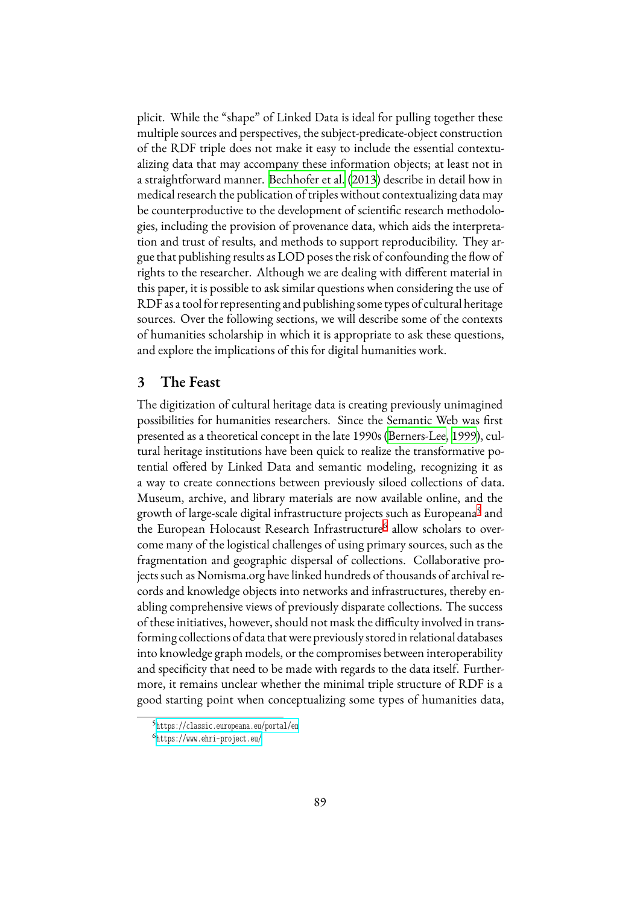plicit. While the "shape" of Linked Data is ideal for pulling together these multiple sources and perspectives, the subject-predicate-object construction of the RDF triple does not make it easy to include the essential contextualizing data that may accompany these information objects; at least not in a straightforward manner. Bechhofer et al. (2013) describe in detail how in medical research the publication of triples without contextualizing data may be counterproductive to the development of scientific research methodologies, including the provision of provenance data, which aids the interpretation and trust of results, and methods to support reproducibility. They argue that publishing results as LOD poses the risk of confounding the flow of rights to the researcher. Although we are dealing with different material in this paper, it is possible to ask similar questions when considering the use of RDF as a tool for representing and publishing some types of cultural heritage sources. Over the following sections, we will describe some of the contexts of humanities scholarship in which it is appropriate to ask these questions, and explore the implications of this for digital humanities work.

## 3 The Feast

The digitization of cultural heritage data is creating previously unimagined possibilities for humanities researchers. Since the Semantic Web was first presented as a theoretical concept in the late 1990s (Berners-Lee, 1999), cultural heritage institutions have been quick to realize the transformative potential offered by Linked Data and semantic modeling, recognizing it as a way to create connections between previously siloed collections of data. Museum, archive, and library materials are now available online, and the growth of large-scale digital infrastructure projects such as Europeana[5] and the European Holocaust Research Infrastructure[6] allow scholars to overcome many of the logistical challenges of using primary sources, such as the fragmentation and geographic dispersal of collections. Collaborative projects such as Nomisma.org have linked hundreds of thousands of archival records and knowledge objects into networks and infrastructures, thereby enabling comprehensive views of previously disparate collections. The success of these initiatives, however, should not mask the difficulty involved in transforming collections of data that were previously stored in relational databases into knowledge graph models, or the compromises between interoperability and specificity that need to be made with regards to the data itself. Furthermore, it remains unclear whether the minimal triple structure of RDF is a good starting point when conceptualizing some types of humanities data,

[5] https://classic.europeana.eu/portal/en

[6] https://www.ehri-project.eu/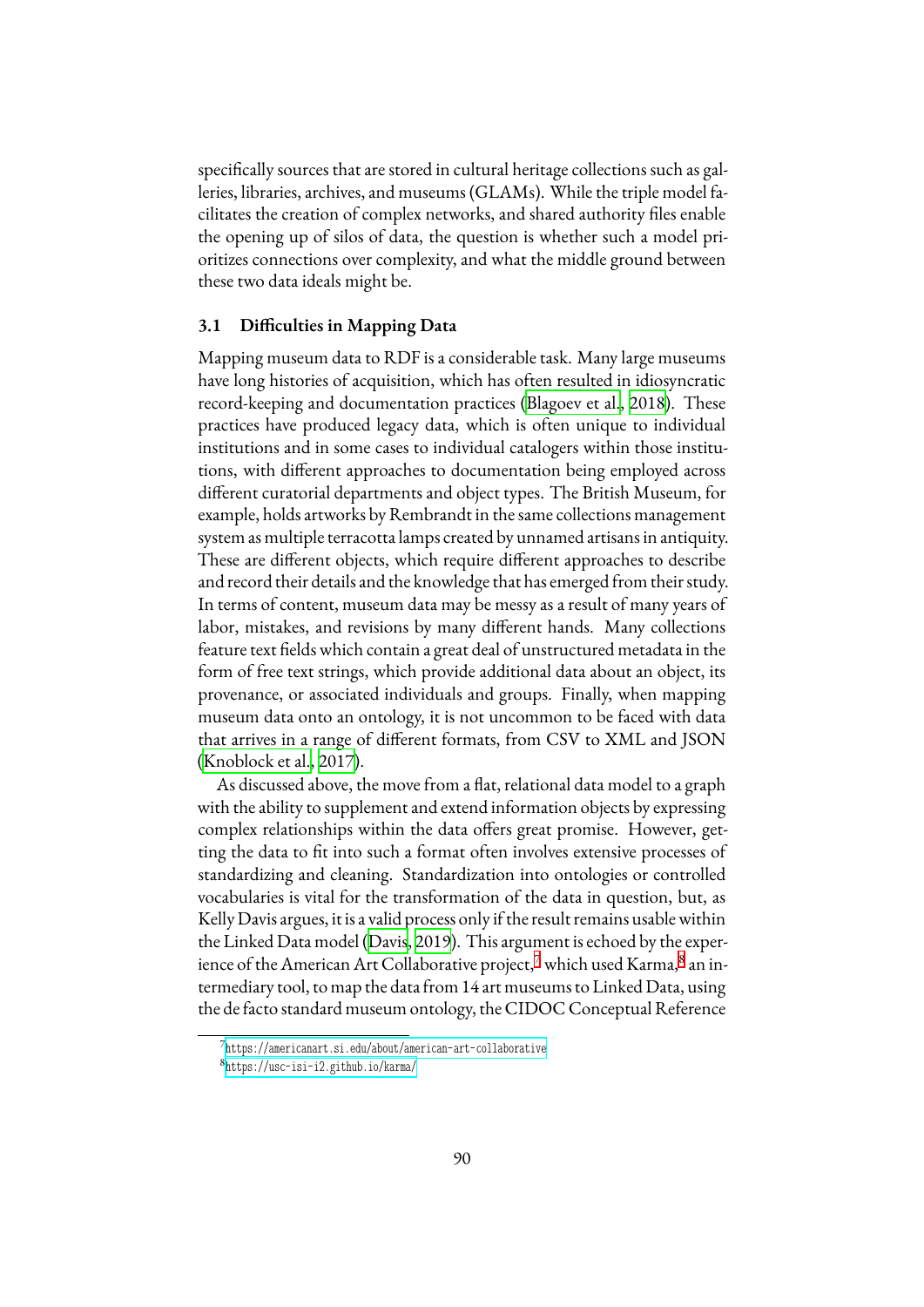specifically sources that are stored in cultural heritage collections such as galleries, libraries, archives, and museums (GLAMs). While the triple model facilitates the creation of complex networks, and shared authority files enable the opening up of silos of data, the question is whether such a model prioritizes connections over complexity, and what the middle ground between these two data ideals might be.

### 3.1 Difficulties in Mapping Data

Mapping museum data to RDF is a considerable task. Many large museums have long histories of acquisition, which has often resulted in idiosyncratic record-keeping and documentation practices (Blagoev et al., 2018). These practices have produced legacy data, which is often unique to individual institutions and in some cases to individual catalogers within those institutions, with different approaches to documentation being employed across different curatorial departments and object types. The British Museum, for example, holds artworks by Rembrandt in the same collections management system as multiple terracotta lamps created by unnamed artisans in antiquity. These are different objects, which require different approaches to describe and record their details and the knowledge that has emerged from their study. In terms of content, museum data may be messy as a result of many years of labor, mistakes, and revisions by many different hands. Many collections feature text fields which contain a great deal of unstructured metadata in the form of free text strings, which provide additional data about an object, its provenance, or associated individuals and groups. Finally, when mapping museum data onto an ontology, it is not uncommon to be faced with data that arrives in a range of different formats, from CSV to XML and JSON (Knoblock et al., 2017).

As discussed above, the move from a flat, relational data model to a graph with the ability to supplement and extend information objects by expressing complex relationships within the data offers great promise. However, getting the data to fit into such a format often involves extensive processes of standardizing and cleaning. Standardization into ontologies or controlled vocabularies is vital for the transformation of the data in question, but, as Kelly Davis argues, it is a valid process only if the result remains usable within the Linked Data model (Davis, 2019). This argument is echoed by the experience of the American Art Collaborative project,[7] which used Karma,[8] an intermediary tool, to map the data from 14 art museums to Linked Data, using the de facto standard museum ontology, the CIDOC Conceptual Reference

[7] https://americanart.si.edu/about/american-art-collaborative

[8] https://usc-isi-i2.github.io/karma/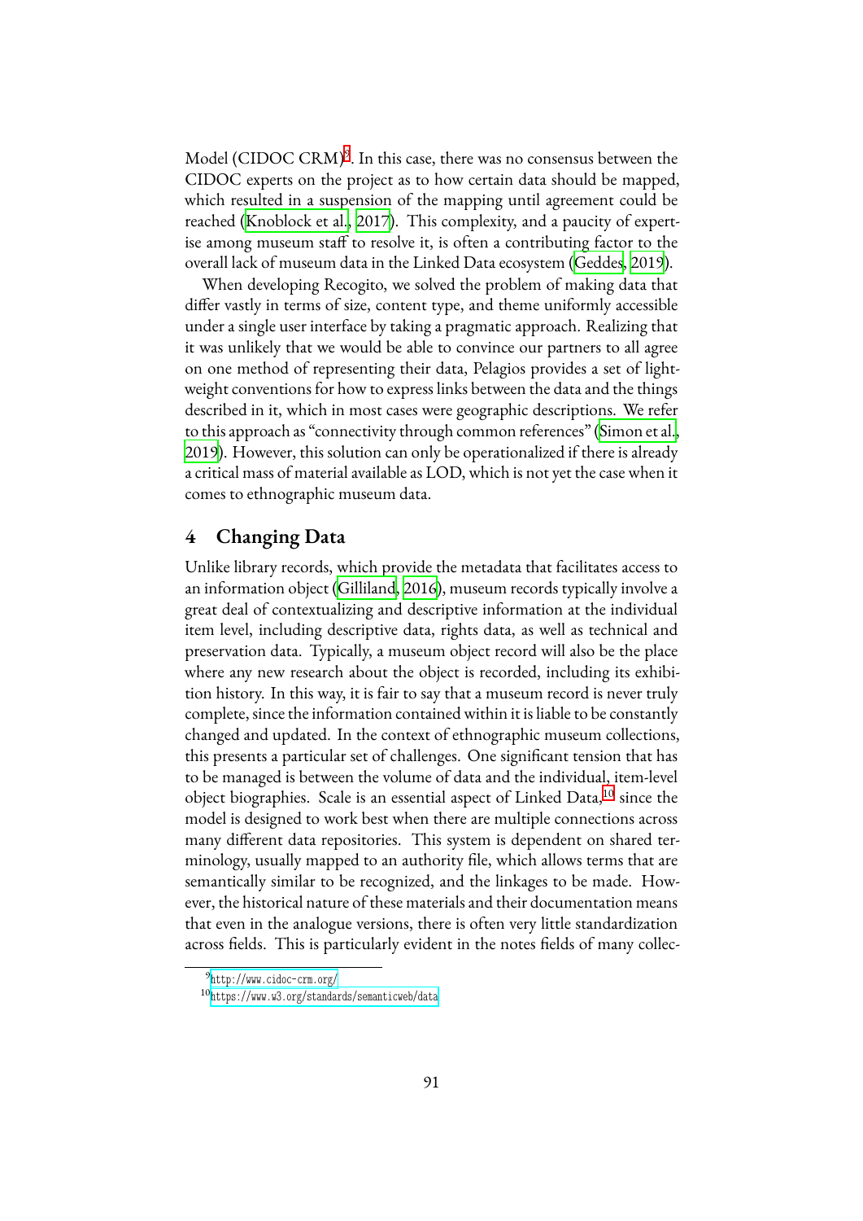Model (CIDOC CRM)[9]. In this case, there was no consensus between the CIDOC experts on the project as to how certain data should be mapped, which resulted in a suspension of the mapping until agreement could be reached (Knoblock et al., 2017). This complexity, and a paucity of expertise among museum staff to resolve it, is often a contributing factor to the overall lack of museum data in the Linked Data ecosystem (Geddes, 2019).

When developing Recogito, we solved the problem of making data that differ vastly in terms of size, content type, and theme uniformly accessible under a single user interface by taking a pragmatic approach. Realizing that it was unlikely that we would be able to convince our partners to all agree on one method of representing their data, Pelagios provides a set of lightweight conventions for how to express links between the data and the things described in it, which in most cases were geographic descriptions. We refer to this approach as "connectivity through common references" (Simon et al., 2019). However, this solution can only be operationalized if there is already a critical mass of material available as LOD, which is not yet the case when it comes to ethnographic museum data.

## 4 Changing Data

Unlike library records, which provide the metadata that facilitates access to an information object (Gilliland, 2016), museum records typically involve a great deal of contextualizing and descriptive information at the individual item level, including descriptive data, rights data, as well as technical and preservation data. Typically, a museum object record will also be the place where any new research about the object is recorded, including its exhibition history. In this way, it is fair to say that a museum record is never truly complete, since the information contained within it is liable to be constantly changed and updated. In the context of ethnographic museum collections, this presents a particular set of challenges. One significant tension that has to be managed is between the volume of data and the individual, item-level object biographies. Scale is an essential aspect of Linked Data,[10] since the model is designed to work best when there are multiple connections across many different data repositories. This system is dependent on shared terminology, usually mapped to an authority file, which allows terms that are semantically similar to be recognized, and the linkages to be made. However, the historical nature of these materials and their documentation means that even in the analogue versions, there is often very little standardization across fields. This is particularly evident in the notes fields of many collec-

[9] http://www.cidoc-crm.org/

[10] https://www.w3.org/standards/semanticweb/data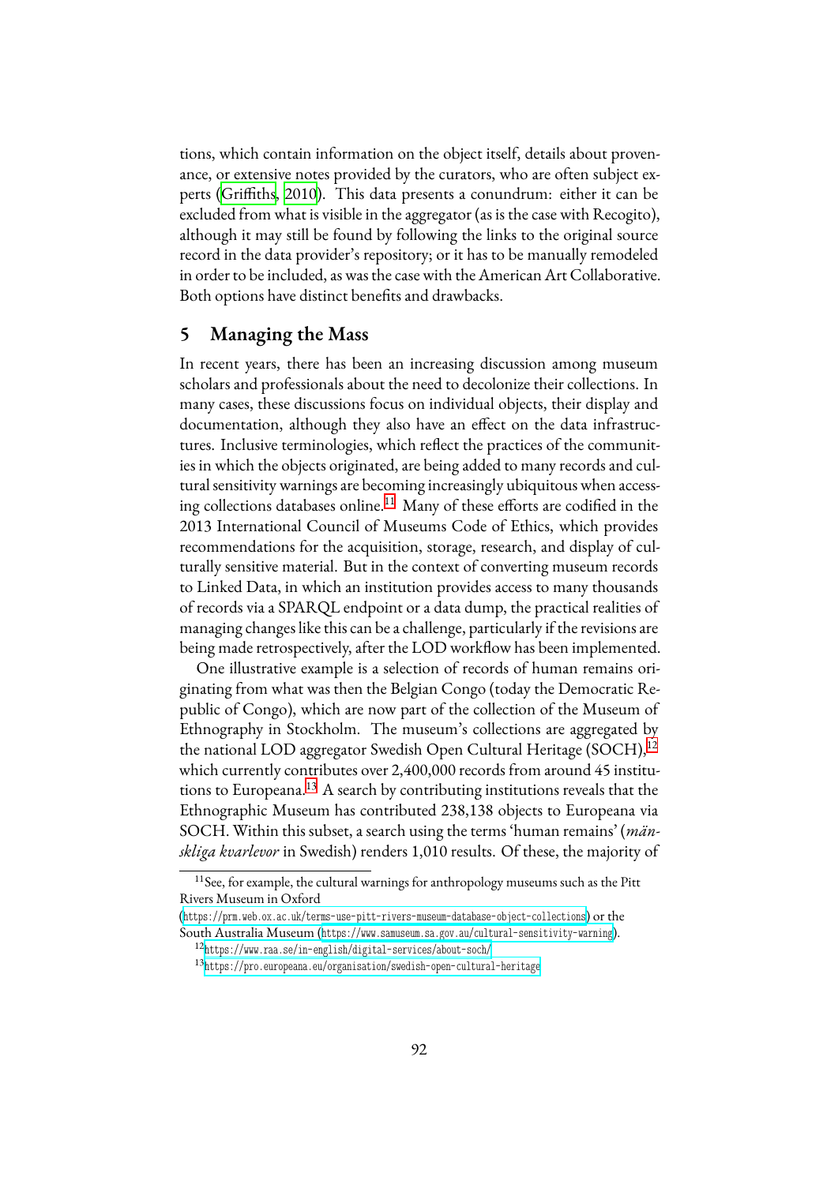tions, which contain information on the object itself, details about provenance, or extensive notes provided by the curators, who are often subject experts (Griffiths, 2010). This data presents a conundrum: either it can be excluded from what is visible in the aggregator (as is the case with Recogito), although it may still be found by following the links to the original source record in the data provider's repository; or it has to be manually remodeled in order to be included, as was the case with the American Art Collaborative. Both options have distinct benefits and drawbacks.

## 5 Managing the Mass

In recent years, there has been an increasing discussion among museum scholars and professionals about the need to decolonize their collections. In many cases, these discussions focus on individual objects, their display and documentation, although they also have an effect on the data infrastructures. Inclusive terminologies, which reflect the practices of the communities in which the objects originated, are being added to many records and cultural sensitivity warnings are becoming increasingly ubiquitous when accessing collections databases online.[11] Many of these efforts are codified in the 2013 International Council of Museums Code of Ethics, which provides recommendations for the acquisition, storage, research, and display of culturally sensitive material. But in the context of converting museum records to Linked Data, in which an institution provides access to many thousands of records via a SPARQL endpoint or a data dump, the practical realities of managing changes like this can be a challenge, particularly if the revisions are being made retrospectively, after the LOD workflow has been implemented.

One illustrative example is a selection of records of human remains originating from what was then the Belgian Congo (today the Democratic Republic of Congo), which are now part of the collection of the Museum of Ethnography in Stockholm. The museum's collections are aggregated by the national LOD aggregator Swedish Open Cultural Heritage (SOCH),[12] which currently contributes over 2,400,000 records from around 45 institutions to Europeana.[13] A search by contributing institutions reveals that the Ethnographic Museum has contributed 238,138 objects to Europeana via SOCH. Within this subset, a search using the terms 'human remains' (*mänskliga kvarlevor* in Swedish) renders 1,010 results. Of these, the majority of

[11] See, for example, the cultural warnings for anthropology museums such as the Pitt Rivers Museum in Oxford (https://prm.web.ox.ac.uk/terms-use-pitt-rivers-museum-database-object-collections) or the South Australia Museum (https://www.samuseum.sa.gov.au/cultural-sensitivity-warning).

[12] https://www.raa.se/in-english/digital-services/about-soch/

[13] https://pro.europeana.eu/organisation/swedish-open-cultural-heritage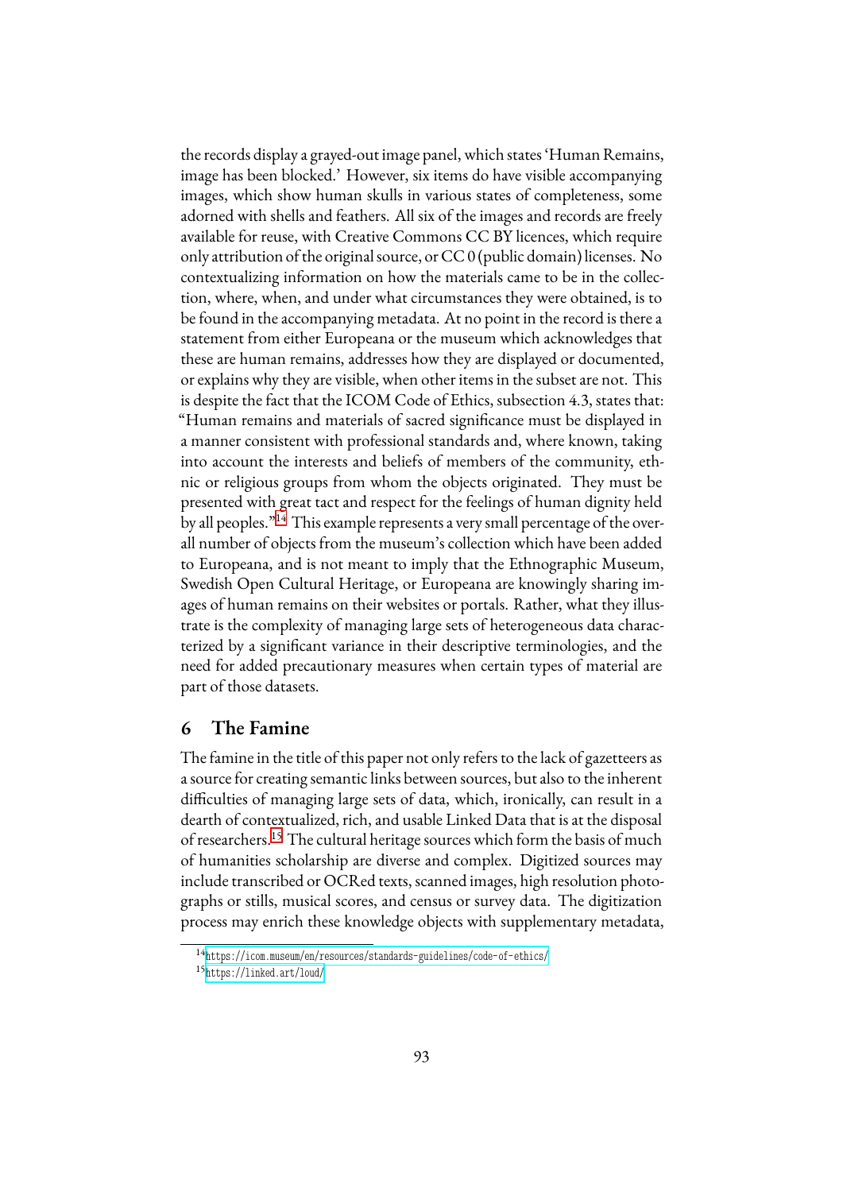the records display a grayed-out image panel, which states 'Human Remains, image has been blocked.' However, six items do have visible accompanying images, which show human skulls in various states of completeness, some adorned with shells and feathers. All six of the images and records are freely available for reuse, with Creative Commons CC BY licences, which require only attribution of the original source, or CC 0 (public domain) licenses. No contextualizing information on how the materials came to be in the collection, where, when, and under what circumstances they were obtained, is to be found in the accompanying metadata. At no point in the record is there a statement from either Europeana or the museum which acknowledges that these are human remains, addresses how they are displayed or documented, or explains why they are visible, when other items in the subset are not. This is despite the fact that the ICOM Code of Ethics, subsection 4.3, states that: "Human remains and materials of sacred significance must be displayed in a manner consistent with professional standards and, where known, taking into account the interests and beliefs of members of the community, ethnic or religious groups from whom the objects originated. They must be presented with great tact and respect for the feelings of human dignity held by all peoples."[14] This example represents a very small percentage of the overall number of objects from the museum's collection which have been added to Europeana, and is not meant to imply that the Ethnographic Museum, Swedish Open Cultural Heritage, or Europeana are knowingly sharing images of human remains on their websites or portals. Rather, what they illustrate is the complexity of managing large sets of heterogeneous data characterized by a significant variance in their descriptive terminologies, and the need for added precautionary measures when certain types of material are part of those datasets.

## 6 The Famine

The famine in the title of this paper not only refers to the lack of gazetteers as a source for creating semantic links between sources, but also to the inherent difficulties of managing large sets of data, which, ironically, can result in a dearth of contextualized, rich, and usable Linked Data that is at the disposal of researchers.[15] The cultural heritage sources which form the basis of much of humanities scholarship are diverse and complex. Digitized sources may include transcribed or OCRed texts, scanned images, high resolution photographs or stills, musical scores, and census or survey data. The digitization process may enrich these knowledge objects with supplementary metadata,

[14] https://icom.museum/en/resources/standards-guidelines/code-of-ethics/

[15] https://linked.art/loud/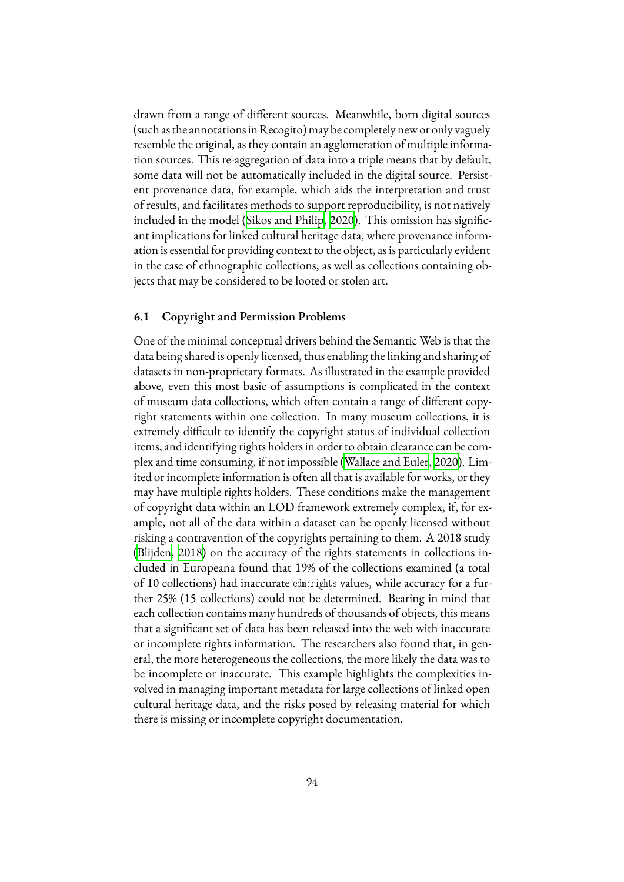drawn from a range of different sources. Meanwhile, born digital sources (such as the annotations in Recogito) may be completely new or only vaguely resemble the original, as they contain an agglomeration of multiple information sources. This re-aggregation of data into a triple means that by default, some data will not be automatically included in the digital source. Persistent provenance data, for example, which aids the interpretation and trust of results, and facilitates methods to support reproducibility, is not natively included in the model (Sikos and Philip, 2020). This omission has significant implications for linked cultural heritage data, where provenance information is essential for providing context to the object, as is particularly evident in the case of ethnographic collections, as well as collections containing objects that may be considered to be looted or stolen art.

### 6.1 Copyright and Permission Problems

One of the minimal conceptual drivers behind the Semantic Web is that the data being shared is openly licensed, thus enabling the linking and sharing of datasets in non-proprietary formats. As illustrated in the example provided above, even this most basic of assumptions is complicated in the context of museum data collections, which often contain a range of different copyright statements within one collection. In many museum collections, it is extremely difficult to identify the copyright status of individual collection items, and identifying rights holders in order to obtain clearance can be complex and time consuming, if not impossible (Wallace and Euler, 2020). Limited or incomplete information is often all that is available for works, or they may have multiple rights holders. These conditions make the management of copyright data within an LOD framework extremely complex, if, for example, not all of the data within a dataset can be openly licensed without risking a contravention of the copyrights pertaining to them. A 2018 study (Blijden, 2018) on the accuracy of the rights statements in collections included in Europeana found that 19% of the collections examined (a total of 10 collections) had inaccurate `edm:rights` values, while accuracy for a further 25% (15 collections) could not be determined. Bearing in mind that each collection contains many hundreds of thousands of objects, this means that a significant set of data has been released into the web with inaccurate or incomplete rights information. The researchers also found that, in general, the more heterogeneous the collections, the more likely the data was to be incomplete or inaccurate. This example highlights the complexities involved in managing important metadata for large collections of linked open cultural heritage data, and the risks posed by releasing material for which there is missing or incomplete copyright documentation.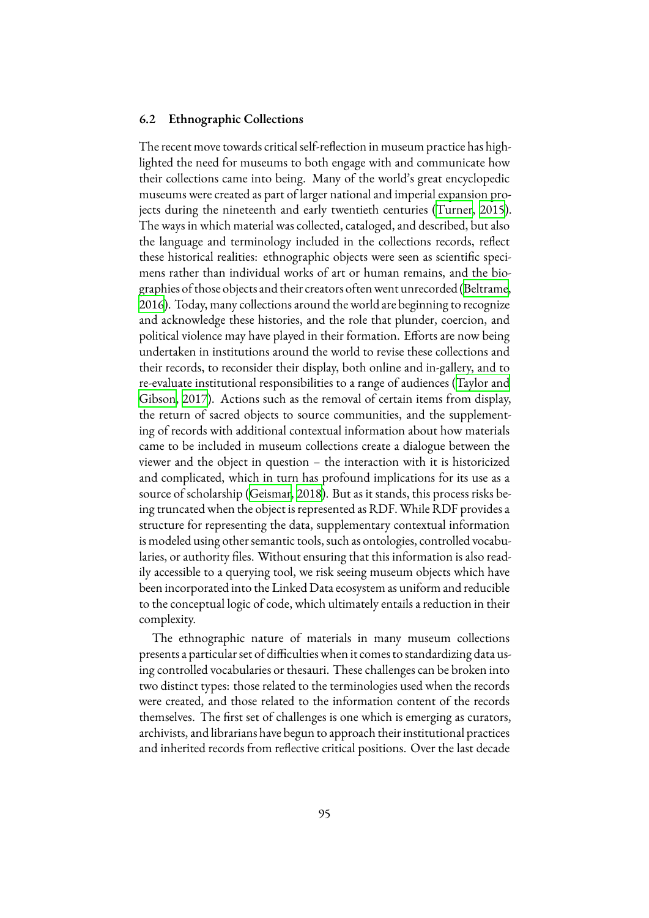### 6.2 Ethnographic Collections

The recent move towards critical self-reflection in museum practice has highlighted the need for museums to both engage with and communicate how their collections came into being. Many of the world's great encyclopedic museums were created as part of larger national and imperial expansion projects during the nineteenth and early twentieth centuries (Turner, 2015). The ways in which material was collected, cataloged, and described, but also the language and terminology included in the collections records, reflect these historical realities: ethnographic objects were seen as scientific specimens rather than individual works of art or human remains, and the biographies of those objects and their creators often went unrecorded (Beltrame, 2016). Today, many collections around the world are beginning to recognize and acknowledge these histories, and the role that plunder, coercion, and political violence may have played in their formation. Efforts are now being undertaken in institutions around the world to revise these collections and their records, to reconsider their display, both online and in-gallery, and to re-evaluate institutional responsibilities to a range of audiences (Taylor and Gibson, 2017). Actions such as the removal of certain items from display, the return of sacred objects to source communities, and the supplementing of records with additional contextual information about how materials came to be included in museum collections create a dialogue between the viewer and the object in question – the interaction with it is historicized and complicated, which in turn has profound implications for its use as a source of scholarship (Geismar, 2018). But as it stands, this process risks being truncated when the object is represented as RDF. While RDF provides a structure for representing the data, supplementary contextual information is modeled using other semantic tools, such as ontologies, controlled vocabularies, or authority files. Without ensuring that this information is also readily accessible to a querying tool, we risk seeing museum objects which have been incorporated into the Linked Data ecosystem as uniform and reducible to the conceptual logic of code, which ultimately entails a reduction in their complexity.

The ethnographic nature of materials in many museum collections presents a particular set of difficulties when it comes to standardizing data using controlled vocabularies or thesauri. These challenges can be broken into two distinct types: those related to the terminologies used when the records were created, and those related to the information content of the records themselves. The first set of challenges is one which is emerging as curators, archivists, and librarians have begun to approach their institutional practices and inherited records from reflective critical positions. Over the last decade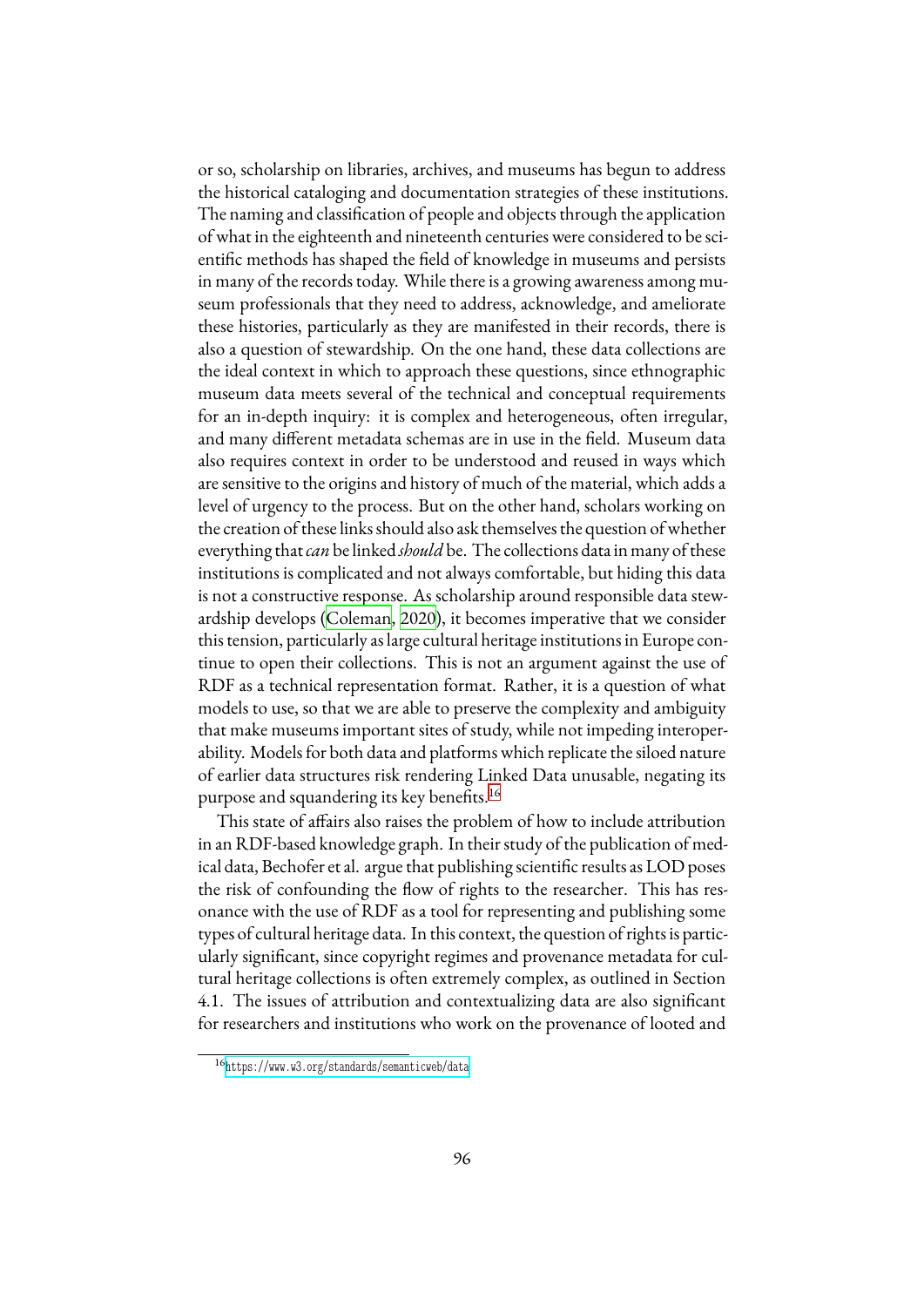or so, scholarship on libraries, archives, and museums has begun to address the historical cataloging and documentation strategies of these institutions. The naming and classification of people and objects through the application of what in the eighteenth and nineteenth centuries were considered to be scientific methods has shaped the field of knowledge in museums and persists in many of the records today. While there is a growing awareness among museum professionals that they need to address, acknowledge, and ameliorate these histories, particularly as they are manifested in their records, there is also a question of stewardship. On the one hand, these data collections are the ideal context in which to approach these questions, since ethnographic museum data meets several of the technical and conceptual requirements for an in-depth inquiry: it is complex and heterogeneous, often irregular, and many different metadata schemas are in use in the field. Museum data also requires context in order to be understood and reused in ways which are sensitive to the origins and history of much of the material, which adds a level of urgency to the process. But on the other hand, scholars working on the creation of these links should also ask themselves the question of whether everything that *can* be linked *should* be. The collections data in many of these institutions is complicated and not always comfortable, but hiding this data is not a constructive response. As scholarship around responsible data stewardship develops (Coleman, 2020), it becomes imperative that we consider this tension, particularly as large cultural heritage institutions in Europe continue to open their collections. This is not an argument against the use of RDF as a technical representation format. Rather, it is a question of what models to use, so that we are able to preserve the complexity and ambiguity that make museums important sites of study, while not impeding interoperability. Models for both data and platforms which replicate the siloed nature of earlier data structures risk rendering Linked Data unusable, negating its purpose and squandering its key benefits.[16]

This state of affairs also raises the problem of how to include attribution in an RDF-based knowledge graph. In their study of the publication of medical data, Bechofer et al. argue that publishing scientific results as LOD poses the risk of confounding the flow of rights to the researcher. This has resonance with the use of RDF as a tool for representing and publishing some types of cultural heritage data. In this context, the question of rights is particularly significant, since copyright regimes and provenance metadata for cultural heritage collections is often extremely complex, as outlined in Section 4.1. The issues of attribution and contextualizing data are also significant for researchers and institutions who work on the provenance of looted and

[16] https://www.w3.org/standards/semanticweb/data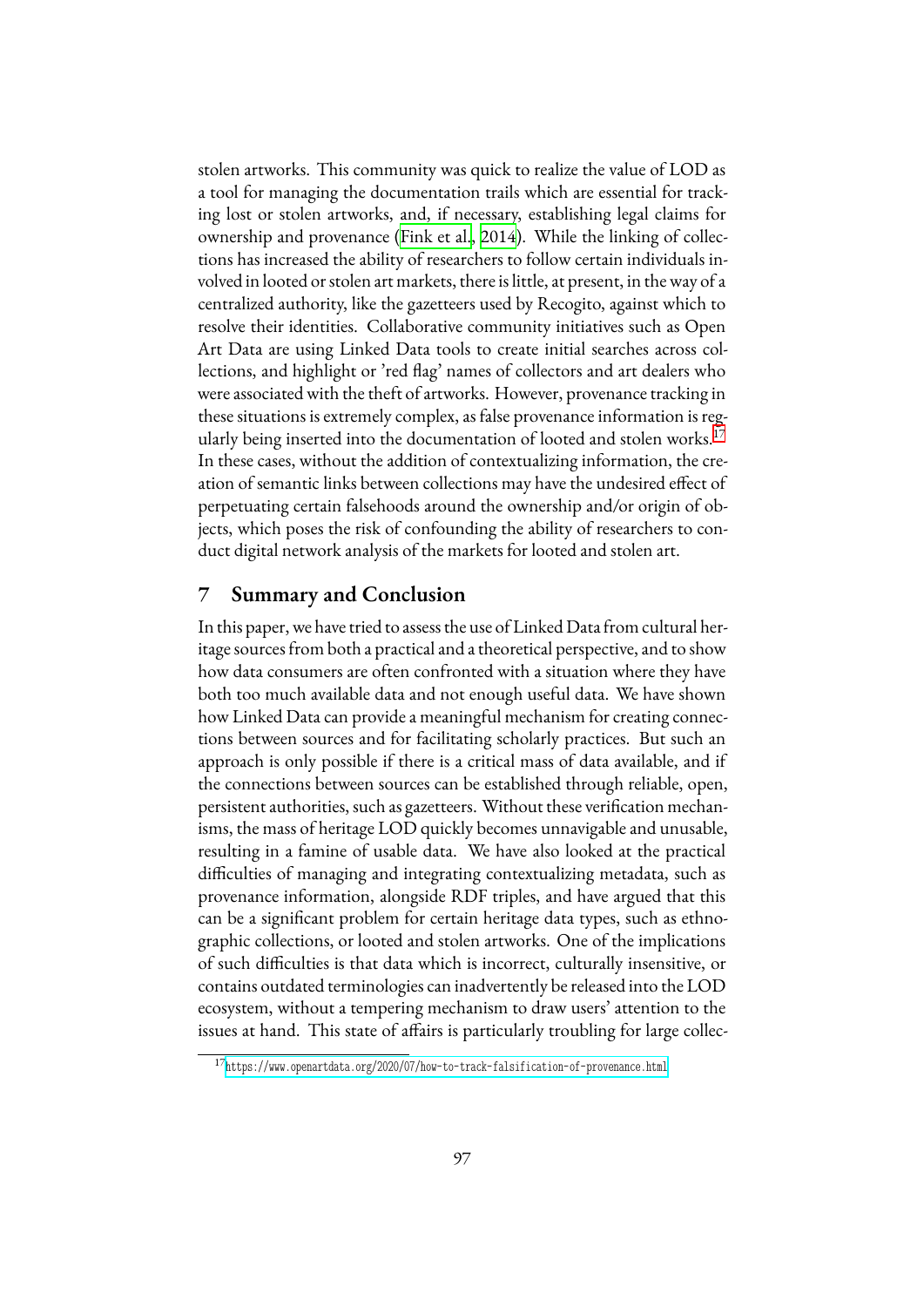stolen artworks. This community was quick to realize the value of LOD as a tool for managing the documentation trails which are essential for tracking lost or stolen artworks, and, if necessary, establishing legal claims for ownership and provenance (Fink et al., 2014). While the linking of collections has increased the ability of researchers to follow certain individuals involved in looted or stolen art markets, there is little, at present, in the way of a centralized authority, like the gazetteers used by Recogito, against which to resolve their identities. Collaborative community initiatives such as Open Art Data are using Linked Data tools to create initial searches across collections, and highlight or 'red flag' names of collectors and art dealers who were associated with the theft of artworks. However, provenance tracking in these situations is extremely complex, as false provenance information is regularly being inserted into the documentation of looted and stolen works.[17] In these cases, without the addition of contextualizing information, the creation of semantic links between collections may have the undesired effect of perpetuating certain falsehoods around the ownership and/or origin of objects, which poses the risk of confounding the ability of researchers to conduct digital network analysis of the markets for looted and stolen art.

## 7 Summary and Conclusion

In this paper, we have tried to assess the use of Linked Data from cultural heritage sources from both a practical and a theoretical perspective, and to show how data consumers are often confronted with a situation where they have both too much available data and not enough useful data. We have shown how Linked Data can provide a meaningful mechanism for creating connections between sources and for facilitating scholarly practices. But such an approach is only possible if there is a critical mass of data available, and if the connections between sources can be established through reliable, open, persistent authorities, such as gazetteers. Without these verification mechanisms, the mass of heritage LOD quickly becomes unnavigable and unusable, resulting in a famine of usable data. We have also looked at the practical difficulties of managing and integrating contextualizing metadata, such as provenance information, alongside RDF triples, and have argued that this can be a significant problem for certain heritage data types, such as ethnographic collections, or looted and stolen artworks. One of the implications of such difficulties is that data which is incorrect, culturally insensitive, or contains outdated terminologies can inadvertently be released into the LOD ecosystem, without a tempering mechanism to draw users' attention to the issues at hand. This state of affairs is particularly troubling for large collec-

[17] https://www.openartdata.org/2020/07/how-to-track-falsification-of-provenance.html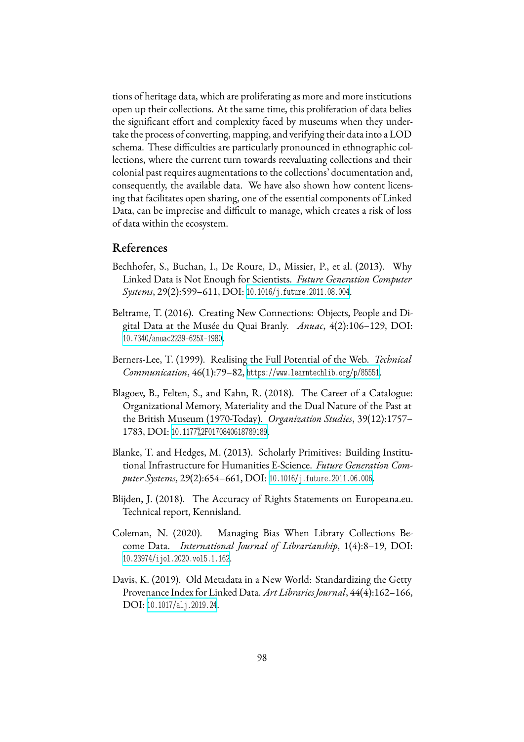tions of heritage data, which are proliferating as more and more institutions open up their collections. At the same time, this proliferation of data belies the significant effort and complexity faced by museums when they undertake the process of converting, mapping, and verifying their data into a LOD schema. These difficulties are particularly pronounced in ethnographic collections, where the current turn towards reevaluating collections and their colonial past requires augmentations to the collections' documentation and, consequently, the available data. We have also shown how content licensing that facilitates open sharing, one of the essential components of Linked Data, can be imprecise and difficult to manage, which creates a risk of loss of data within the ecosystem.

## References

Bechhofer, S., Buchan, I., De Roure, D., Missier, P., et al. (2013). Why Linked Data is Not Enough for Scientists. *Future Generation Computer Systems*, 29(2):599–611, DOI: 10.1016/j.future.2011.08.004.

Beltrame, T. (2016). Creating New Connections: Objects, People and Digital Data at the Musée du Quai Branly. *Anuac*, 4(2):106–129, DOI: 10.7340/anuac2239-625X-1980.

Berners-Lee, T. (1999). Realising the Full Potential of the Web. *Technical Communication*, 46(1):79–82, https://www.learntechlib.org/p/85551.

Blagoev, B., Felten, S., and Kahn, R. (2018). The Career of a Catalogue: Organizational Memory, Materiality and the Dual Nature of the Past at the British Museum (1970-Today). *Organization Studies*, 39(12):1757–1783, DOI: 10.1177%2F0170840618789189.

Blanke, T. and Hedges, M. (2013). Scholarly Primitives: Building Institutional Infrastructure for Humanities E-Science. *Future Generation Computer Systems*, 29(2):654–661, DOI: 10.1016/j.future.2011.06.006.

Blijden, J. (2018). The Accuracy of Rights Statements on Europeana.eu. Technical report, Kennisland.

Coleman, N. (2020). Managing Bias When Library Collections Become Data. *International Journal of Librarianship*, 1(4):8–19, DOI: 10.23974/ijol.2020.vol5.1.162.

Davis, K. (2019). Old Metadata in a New World: Standardizing the Getty Provenance Index for Linked Data. *Art Libraries Journal*, 44(4):162–166, DOI: 10.1017/alj.2019.24.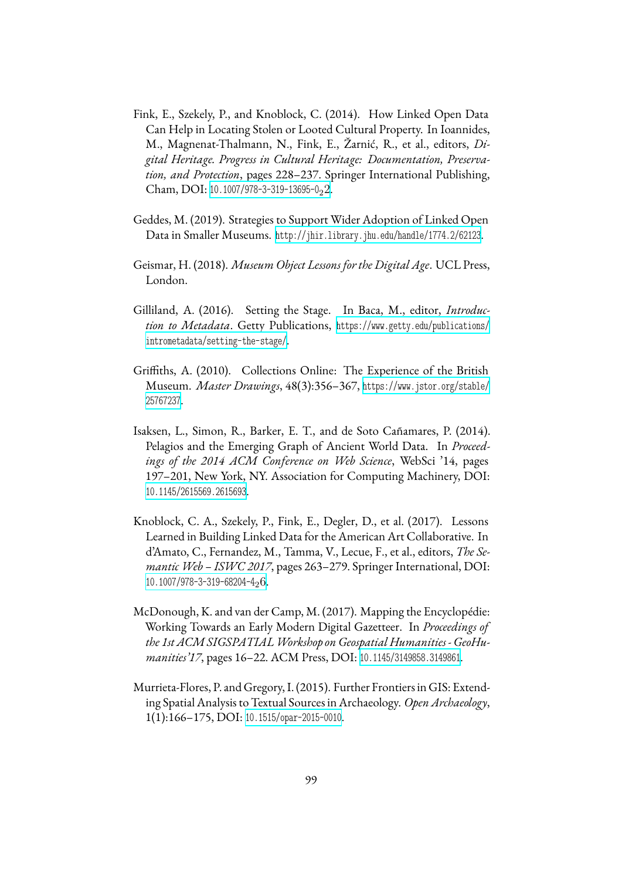Fink, E., Szekely, P., and Knoblock, C. (2014). How Linked Open Data Can Help in Locating Stolen or Looted Cultural Property. In Ioannides, M., Magnenat-Thalmann, N., Fink, E., Žarnić, R., et al., editors, *Digital Heritage. Progress in Cultural Heritage: Documentation, Preservation, and Protection*, pages 228–237. Springer International Publishing, Cham, DOI: 10.1007/978-3-319-13695-0$_2$2.

Geddes, M. (2019). Strategies to Support Wider Adoption of Linked Open Data in Smaller Museums. http://jhir.library.jhu.edu/handle/1774.2/62123.

Geismar, H. (2018). *Museum Object Lessons for the Digital Age*. UCL Press, London.

Gilliland, A. (2016). Setting the Stage. In Baca, M., editor, *Introduction to Metadata*. Getty Publications, https://www.getty.edu/publications/intrometadata/setting-the-stage/.

Griffiths, A. (2010). Collections Online: The Experience of the British Museum. *Master Drawings*, 48(3):356–367, https://www.jstor.org/stable/25767237.

Isaksen, L., Simon, R., Barker, E. T., and de Soto Cañamares, P. (2014). Pelagios and the Emerging Graph of Ancient World Data. In *Proceedings of the 2014 ACM Conference on Web Science*, WebSci '14, pages 197–201, New York, NY. Association for Computing Machinery, DOI: 10.1145/2615569.2615693.

Knoblock, C. A., Szekely, P., Fink, E., Degler, D., et al. (2017). Lessons Learned in Building Linked Data for the American Art Collaborative. In d'Amato, C., Fernandez, M., Tamma, V., Lecue, F., et al., editors, *The Semantic Web – ISWC 2017*, pages 263–279. Springer International, DOI: 10.1007/978-3-319-68204-4$_2$6.

McDonough, K. and van der Camp, M. (2017). Mapping the Encyclopédie: Working Towards an Early Modern Digital Gazetteer. In *Proceedings of the 1st ACM SIGSPATIAL Workshop on Geospatial Humanities - GeoHumanities'17*, pages 16–22. ACM Press, DOI: 10.1145/3149858.3149861.

Murrieta-Flores, P. and Gregory, I. (2015). Further Frontiers in GIS: Extending Spatial Analysis to Textual Sources in Archaeology. *Open Archaeology*, 1(1):166–175, DOI: 10.1515/opar-2015-0010.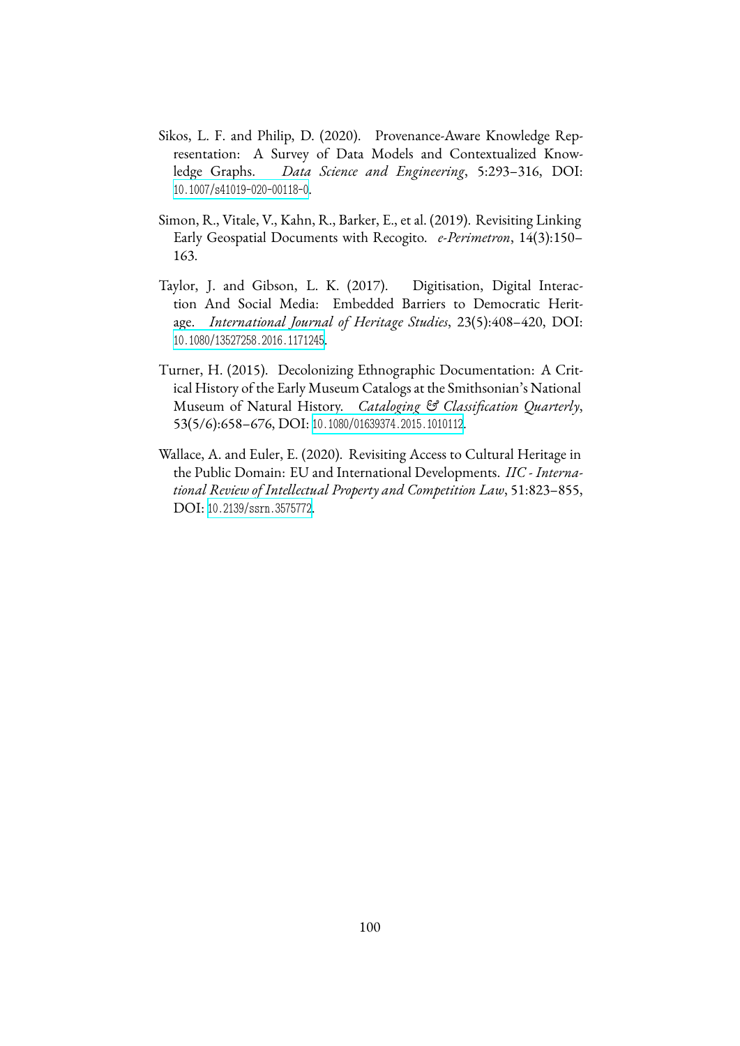Sikos, L. F. and Philip, D. (2020). Provenance-Aware Knowledge Representation: A Survey of Data Models and Contextualized Knowledge Graphs. *Data Science and Engineering*, 5:293–316, DOI: 10.1007/s41019-020-00118-0.

Simon, R., Vitale, V., Kahn, R., Barker, E., et al. (2019). Revisiting Linking Early Geospatial Documents with Recogito. *e-Perimetron*, 14(3):150–163.

Taylor, J. and Gibson, L. K. (2017). Digitisation, Digital Interaction And Social Media: Embedded Barriers to Democratic Heritage. *International Journal of Heritage Studies*, 23(5):408–420, DOI: 10.1080/13527258.2016.1171245.

Turner, H. (2015). Decolonizing Ethnographic Documentation: A Critical History of the Early Museum Catalogs at the Smithsonian's National Museum of Natural History. *Cataloging & Classification Quarterly*, 53(5/6):658–676, DOI: 10.1080/01639374.2015.1010112.

Wallace, A. and Euler, E. (2020). Revisiting Access to Cultural Heritage in the Public Domain: EU and International Developments. *IIC - International Review of Intellectual Property and Competition Law*, 51:823–855, DOI: 10.2139/ssrn.3575772.